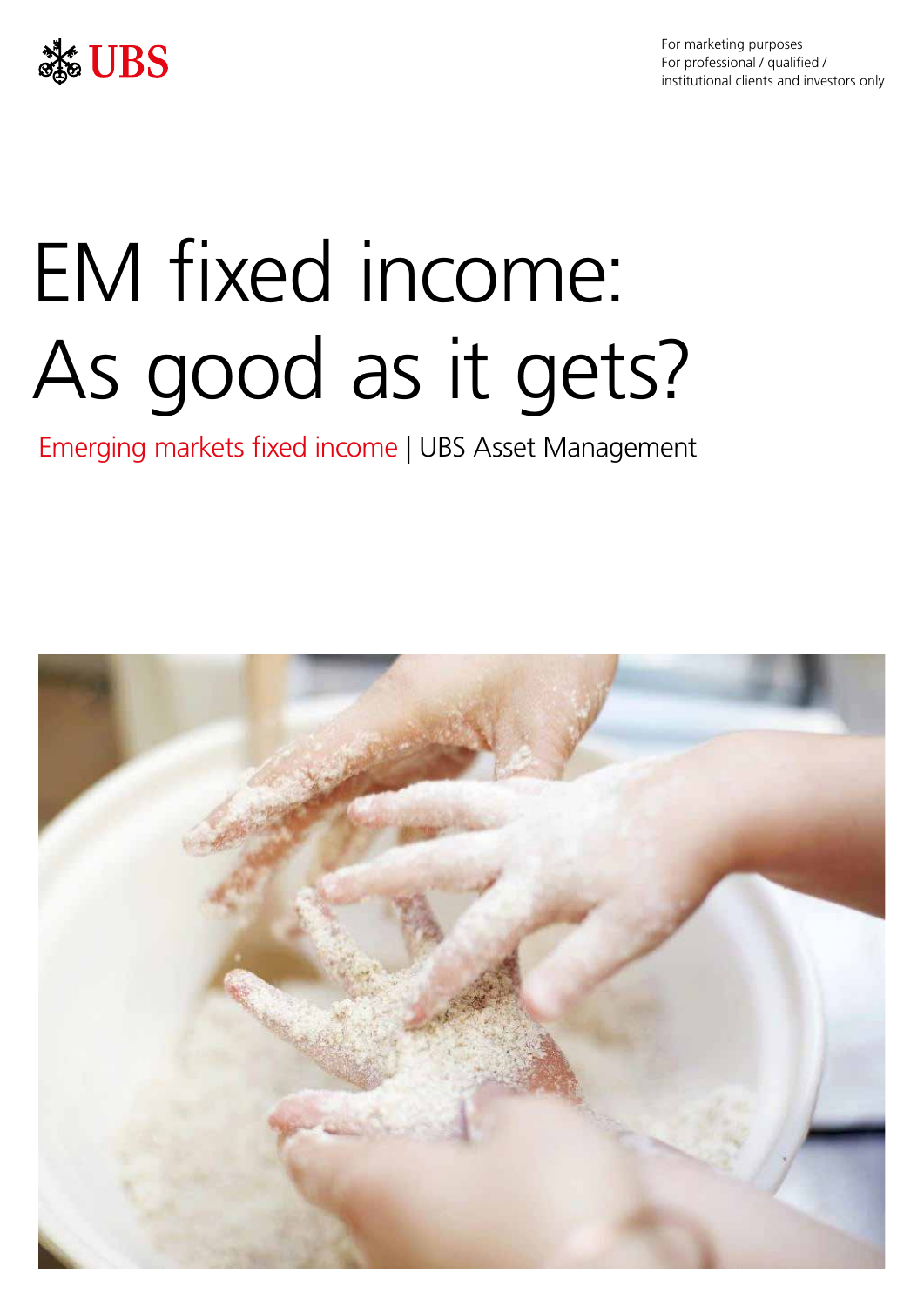UBS

For marketing purposes
For professional / qualified / institutional clients and investors only

# EM fixed income: As good as it gets?

Emerging markets fixed income | UBS Asset Management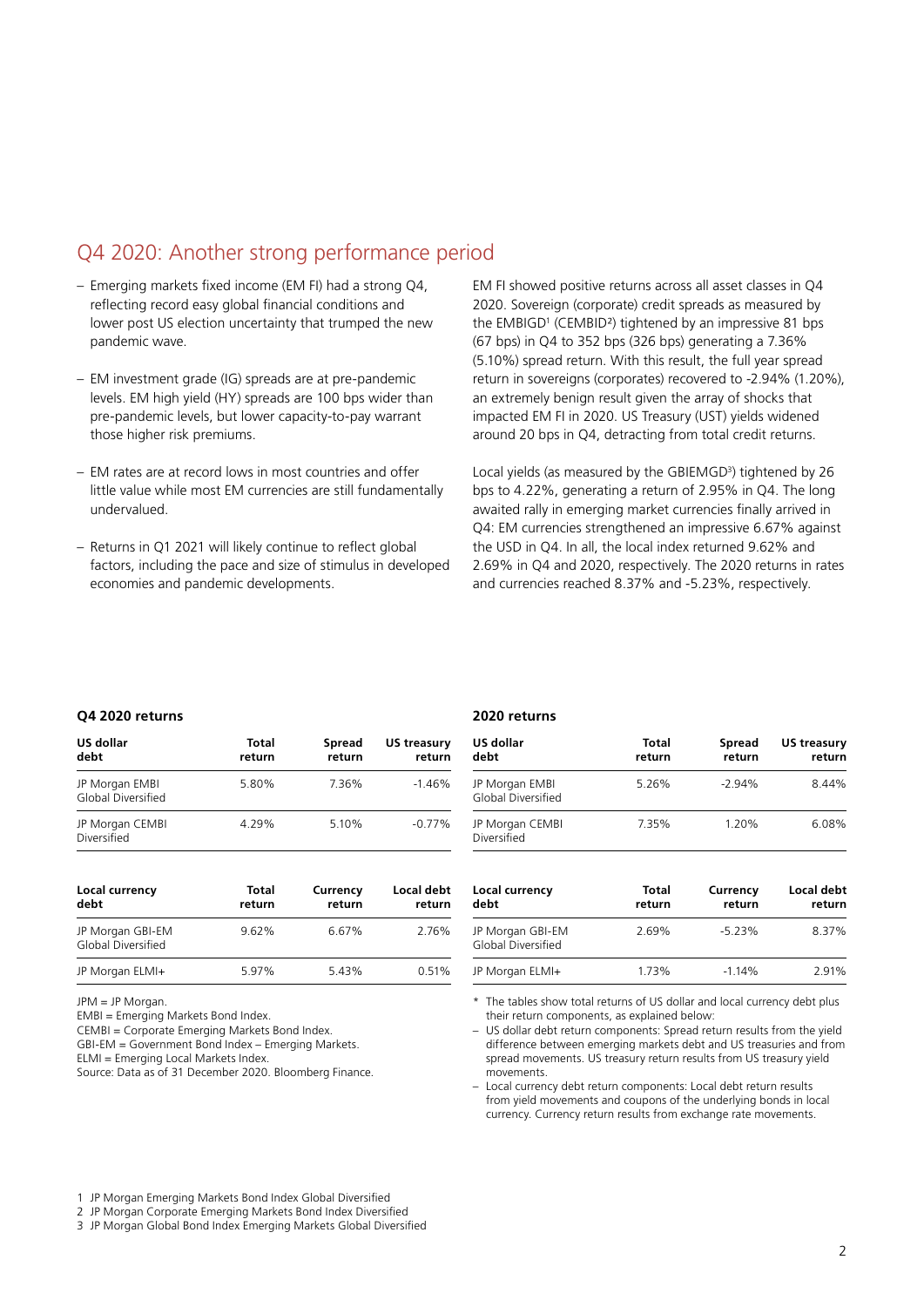## Q4 2020: Another strong performance period

- Emerging markets fixed income (EM FI) had a strong Q4, reflecting record easy global financial conditions and lower post US election uncertainty that trumped the new pandemic wave.
- EM investment grade (IG) spreads are at pre-pandemic levels. EM high yield (HY) spreads are 100 bps wider than pre-pandemic levels, but lower capacity-to-pay warrant those higher risk premiums.
- EM rates are at record lows in most countries and offer little value while most EM currencies are still fundamentally undervalued.
- Returns in Q1 2021 will likely continue to reflect global factors, including the pace and size of stimulus in developed economies and pandemic developments.

EM FI showed positive returns across all asset classes in Q4 2020. Sovereign (corporate) credit spreads as measured by the EMBIGD[1] (CEMBID[2]) tightened by an impressive 81 bps (67 bps) in Q4 to 352 bps (326 bps) generating a 7.36% (5.10%) spread return. With this result, the full year spread return in sovereigns (corporates) recovered to -2.94% (1.20%), an extremely benign result given the array of shocks that impacted EM FI in 2020. US Treasury (UST) yields widened around 20 bps in Q4, detracting from total credit returns.

Local yields (as measured by the GBIEMGD[3]) tightened by 26 bps to 4.22%, generating a return of 2.95% in Q4. The long awaited rally in emerging market currencies finally arrived in Q4: EM currencies strengthened an impressive 6.67% against the USD in Q4. In all, the local index returned 9.62% and 2.69% in Q4 and 2020, respectively. The 2020 returns in rates and currencies reached 8.37% and -5.23%, respectively.

**Q4 2020 returns**

| US dollar debt | Total return | Spread return | US treasury return |
|---|---|---|---|
| JP Morgan EMBI Global Diversified | 5.80% | 7.36% | -1.46% |
| JP Morgan CEMBI Diversified | 4.29% | 5.10% | -0.77% |

| Local currency debt | Total return | Currency return | Local debt return |
|---|---|---|---|
| JP Morgan GBI-EM Global Diversified | 9.62% | 6.67% | 2.76% |
| JP Morgan ELMI+ | 5.97% | 5.43% | 0.51% |

JPM = JP Morgan.
EMBI = Emerging Markets Bond Index.
CEMBI = Corporate Emerging Markets Bond Index.
GBI-EM = Government Bond Index – Emerging Markets.
ELMI = Emerging Local Markets Index.
Source: Data as of 31 December 2020. Bloomberg Finance.

**2020 returns**

| US dollar debt | Total return | Spread return | US treasury return |
|---|---|---|---|
| JP Morgan EMBI Global Diversified | 5.26% | -2.94% | 8.44% |
| JP Morgan CEMBI Diversified | 7.35% | 1.20% | 6.08% |

| Local currency debt | Total return | Currency return | Local debt return |
|---|---|---|---|
| JP Morgan GBI-EM Global Diversified | 2.69% | -5.23% | 8.37% |
| JP Morgan ELMI+ | 1.73% | -1.14% | 2.91% |

* The tables show total returns of US dollar and local currency debt plus their return components, as explained below:
- US dollar debt return components: Spread return results from the yield difference between emerging markets debt and US treasuries and from spread movements. US treasury return results from US treasury yield movements.
- Local currency debt return components: Local debt return results from yield movements and coupons of the underlying bonds in local currency. Currency return results from exchange rate movements.

1 JP Morgan Emerging Markets Bond Index Global Diversified
2 JP Morgan Corporate Emerging Markets Bond Index Diversified
3 JP Morgan Global Bond Index Emerging Markets Global Diversified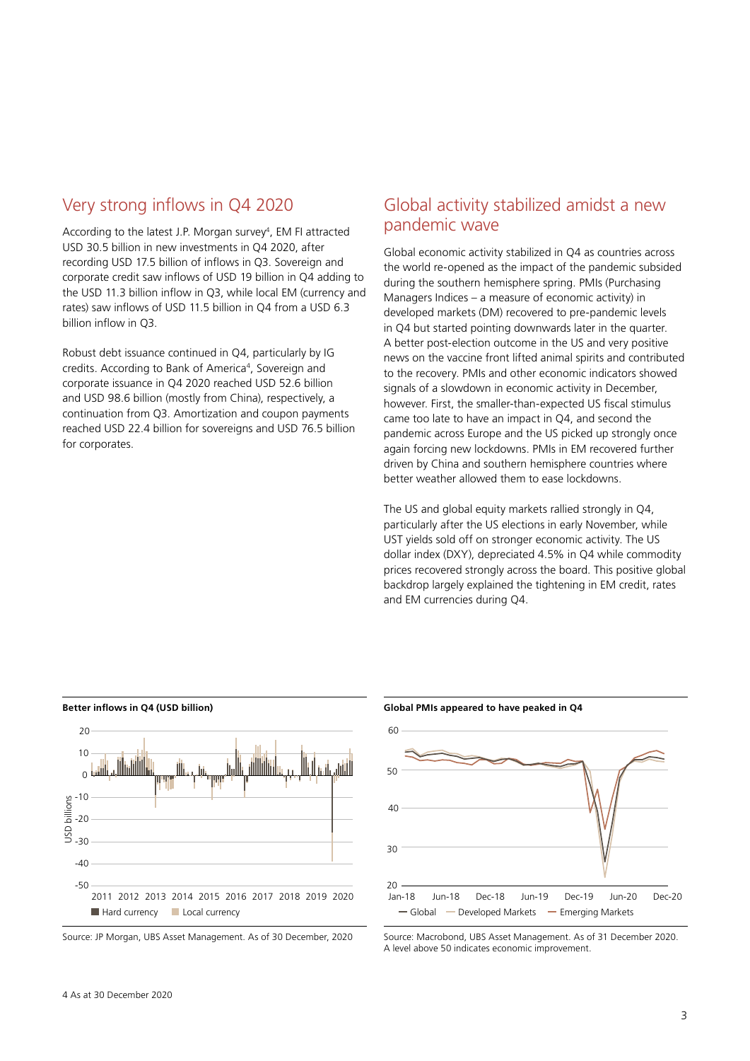## Very strong inflows in Q4 2020

According to the latest J.P. Morgan survey[4], EM FI attracted USD 30.5 billion in new investments in Q4 2020, after recording USD 17.5 billion of inflows in Q3. Sovereign and corporate credit saw inflows of USD 19 billion in Q4 adding to the USD 11.3 billion inflow in Q3, while local EM (currency and rates) saw inflows of USD 11.5 billion in Q4 from a USD 6.3 billion inflow in Q3.

Robust debt issuance continued in Q4, particularly by IG credits. According to Bank of America[4], Sovereign and corporate issuance in Q4 2020 reached USD 52.6 billion and USD 98.6 billion (mostly from China), respectively, a continuation from Q3. Amortization and coupon payments reached USD 22.4 billion for sovereigns and USD 76.5 billion for corporates.

## Global activity stabilized amidst a new pandemic wave

Global economic activity stabilized in Q4 as countries across the world re-opened as the impact of the pandemic subsided during the southern hemisphere spring. PMIs (Purchasing Managers Indices – a measure of economic activity) in developed markets (DM) recovered to pre-pandemic levels in Q4 but started pointing downwards later in the quarter. A better post-election outcome in the US and very positive news on the vaccine front lifted animal spirits and contributed to the recovery. PMIs and other economic indicators showed signals of a slowdown in economic activity in December, however. First, the smaller-than-expected US fiscal stimulus came too late to have an impact in Q4, and second the pandemic across Europe and the US picked up strongly once again forcing new lockdowns. PMIs in EM recovered further driven by China and southern hemisphere countries where better weather allowed them to ease lockdowns.

The US and global equity markets rallied strongly in Q4, particularly after the US elections in early November, while UST yields sold off on stronger economic activity. The US dollar index (DXY), depreciated 4.5% in Q4 while commodity prices recovered strongly across the board. This positive global backdrop largely explained the tightening in EM credit, rates and EM currencies during Q4.

**Better inflows in Q4 (USD billion)**

Source: JP Morgan, UBS Asset Management. As of 30 December, 2020

**Global PMIs appeared to have peaked in Q4**

Source: Macrobond, UBS Asset Management. As of 31 December 2020. A level above 50 indicates economic improvement.

4 As at 30 December 2020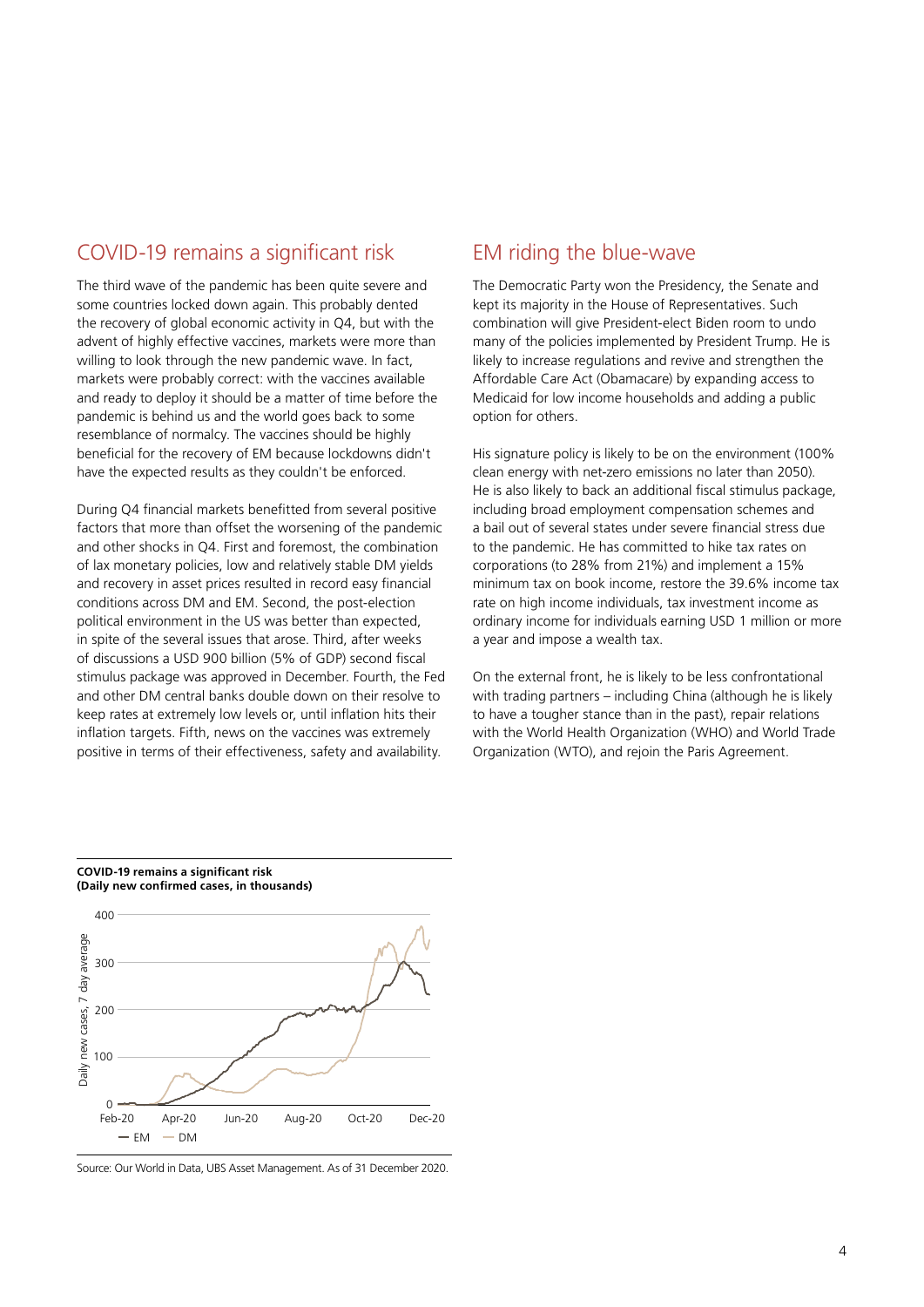## COVID-19 remains a significant risk

The third wave of the pandemic has been quite severe and some countries locked down again. This probably dented the recovery of global economic activity in Q4, but with the advent of highly effective vaccines, markets were more than willing to look through the new pandemic wave. In fact, markets were probably correct: with the vaccines available and ready to deploy it should be a matter of time before the pandemic is behind us and the world goes back to some resemblance of normalcy. The vaccines should be highly beneficial for the recovery of EM because lockdowns didn't have the expected results as they couldn't be enforced.

During Q4 financial markets benefitted from several positive factors that more than offset the worsening of the pandemic and other shocks in Q4. First and foremost, the combination of lax monetary policies, low and relatively stable DM yields and recovery in asset prices resulted in record easy financial conditions across DM and EM. Second, the post-election political environment in the US was better than expected, in spite of the several issues that arose. Third, after weeks of discussions a USD 900 billion (5% of GDP) second fiscal stimulus package was approved in December. Fourth, the Fed and other DM central banks double down on their resolve to keep rates at extremely low levels or, until inflation hits their inflation targets. Fifth, news on the vaccines was extremely positive in terms of their effectiveness, safety and availability.

## EM riding the blue-wave

The Democratic Party won the Presidency, the Senate and kept its majority in the House of Representatives. Such combination will give President-elect Biden room to undo many of the policies implemented by President Trump. He is likely to increase regulations and revive and strengthen the Affordable Care Act (Obamacare) by expanding access to Medicaid for low income households and adding a public option for others.

His signature policy is likely to be on the environment (100% clean energy with net-zero emissions no later than 2050). He is also likely to back an additional fiscal stimulus package, including broad employment compensation schemes and a bail out of several states under severe financial stress due to the pandemic. He has committed to hike tax rates on corporations (to 28% from 21%) and implement a 15% minimum tax on book income, restore the 39.6% income tax rate on high income individuals, tax investment income as ordinary income for individuals earning USD 1 million or more a year and impose a wealth tax.

On the external front, he is likely to be less confrontational with trading partners – including China (although he is likely to have a tougher stance than in the past), repair relations with the World Health Organization (WHO) and World Trade Organization (WTO), and rejoin the Paris Agreement.

**COVID-19 remains a significant risk**
**(Daily new confirmed cases, in thousands)**

Source: Our World in Data, UBS Asset Management. As of 31 December 2020.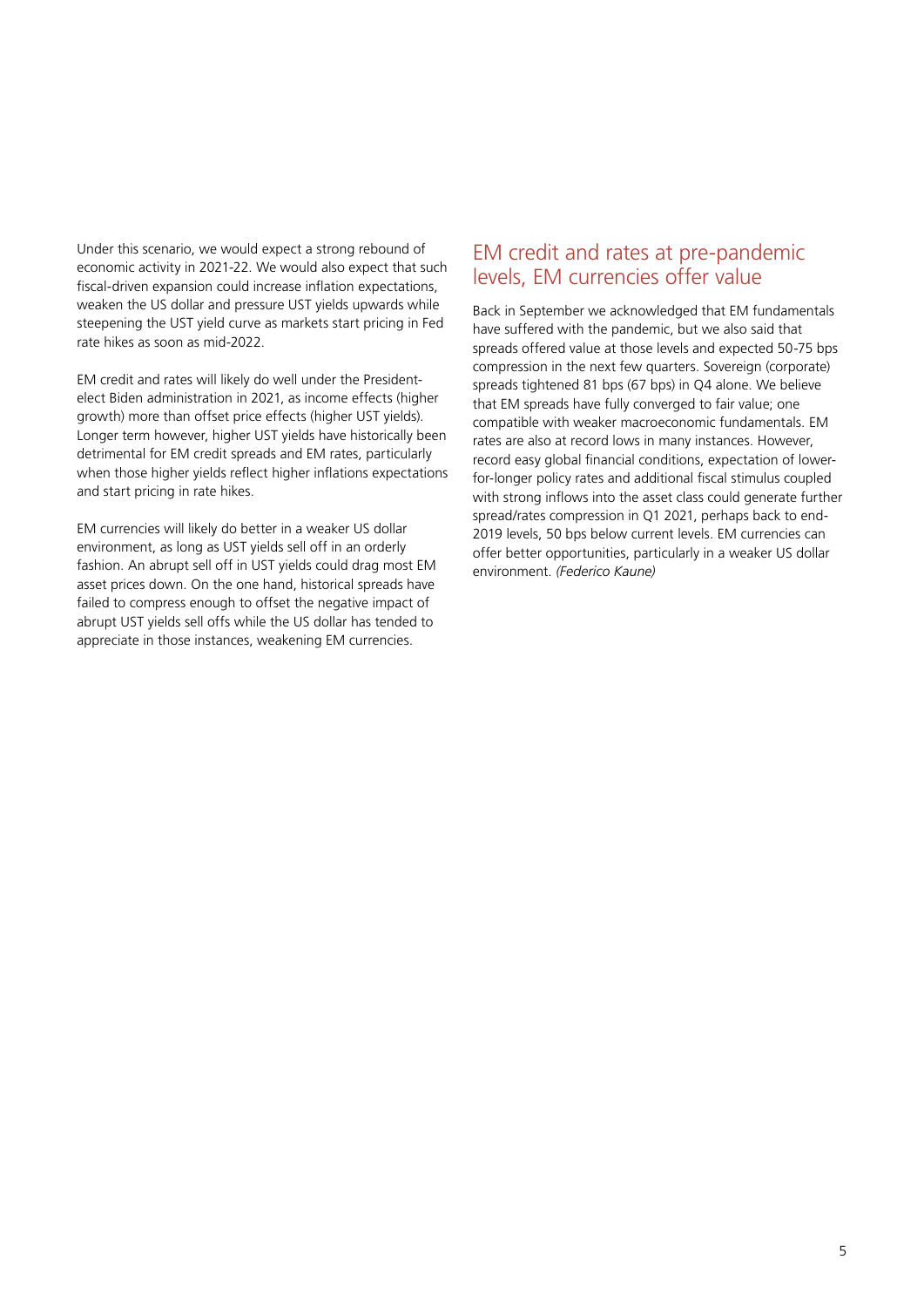Under this scenario, we would expect a strong rebound of economic activity in 2021-22. We would also expect that such fiscal-driven expansion could increase inflation expectations, weaken the US dollar and pressure UST yields upwards while steepening the UST yield curve as markets start pricing in Fed rate hikes as soon as mid-2022.

EM credit and rates will likely do well under the President-elect Biden administration in 2021, as income effects (higher growth) more than offset price effects (higher UST yields). Longer term however, higher UST yields have historically been detrimental for EM credit spreads and EM rates, particularly when those higher yields reflect higher inflations expectations and start pricing in rate hikes.

EM currencies will likely do better in a weaker US dollar environment, as long as UST yields sell off in an orderly fashion. An abrupt sell off in UST yields could drag most EM asset prices down. On the one hand, historical spreads have failed to compress enough to offset the negative impact of abrupt UST yields sell offs while the US dollar has tended to appreciate in those instances, weakening EM currencies.

## EM credit and rates at pre-pandemic levels, EM currencies offer value

Back in September we acknowledged that EM fundamentals have suffered with the pandemic, but we also said that spreads offered value at those levels and expected 50-75 bps compression in the next few quarters. Sovereign (corporate) spreads tightened 81 bps (67 bps) in Q4 alone. We believe that EM spreads have fully converged to fair value; one compatible with weaker macroeconomic fundamentals. EM rates are also at record lows in many instances. However, record easy global financial conditions, expectation of lower-for-longer policy rates and additional fiscal stimulus coupled with strong inflows into the asset class could generate further spread/rates compression in Q1 2021, perhaps back to end-2019 levels, 50 bps below current levels. EM currencies can offer better opportunities, particularly in a weaker US dollar environment. *(Federico Kaune)*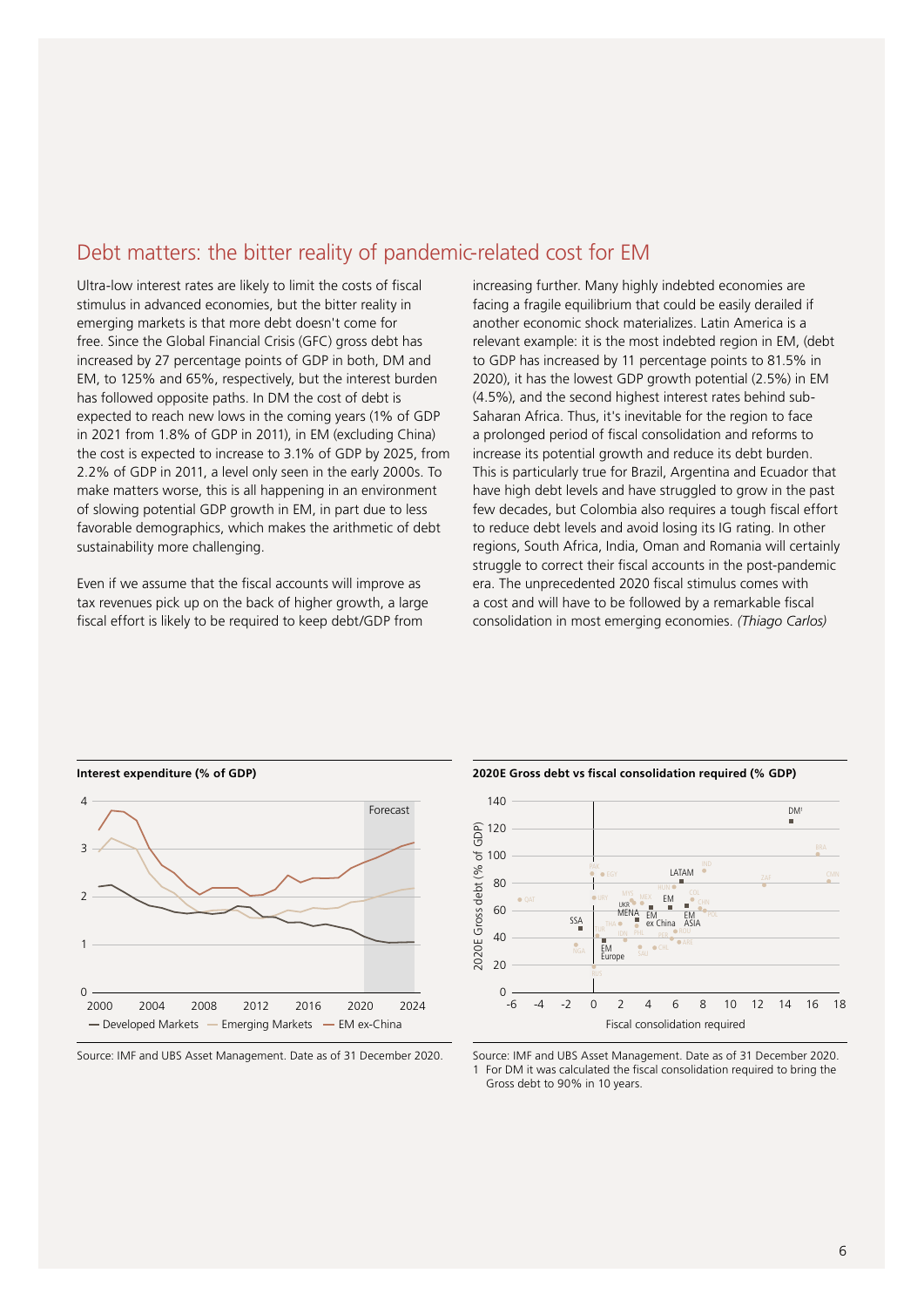## Debt matters: the bitter reality of pandemic-related cost for EM

Ultra-low interest rates are likely to limit the costs of fiscal stimulus in advanced economies, but the bitter reality in emerging markets is that more debt doesn't come for free. Since the Global Financial Crisis (GFC) gross debt has increased by 27 percentage points of GDP in both, DM and EM, to 125% and 65%, respectively, but the interest burden has followed opposite paths. In DM the cost of debt is expected to reach new lows in the coming years (1% of GDP in 2021 from 1.8% of GDP in 2011), in EM (excluding China) the cost is expected to increase to 3.1% of GDP by 2025, from 2.2% of GDP in 2011, a level only seen in the early 2000s. To make matters worse, this is all happening in an environment of slowing potential GDP growth in EM, in part due to less favorable demographics, which makes the arithmetic of debt sustainability more challenging.

Even if we assume that the fiscal accounts will improve as tax revenues pick up on the back of higher growth, a large fiscal effort is likely to be required to keep debt/GDP from increasing further. Many highly indebted economies are facing a fragile equilibrium that could be easily derailed if another economic shock materializes. Latin America is a relevant example: it is the most indebted region in EM, (debt to GDP has increased by 11 percentage points to 81.5% in 2020), it has the lowest GDP growth potential (2.5%) in EM (4.5%), and the second highest interest rates behind sub-Saharan Africa. Thus, it's inevitable for the region to face a prolonged period of fiscal consolidation and reforms to increase its potential growth and reduce its debt burden. This is particularly true for Brazil, Argentina and Ecuador that have high debt levels and have struggled to grow in the past few decades, but Colombia also requires a tough fiscal effort to reduce debt levels and avoid losing its IG rating. In other regions, South Africa, India, Oman and Romania will certainly struggle to correct their fiscal accounts in the post-pandemic era. The unprecedented 2020 fiscal stimulus comes with a cost and will have to be followed by a remarkable fiscal consolidation in most emerging economies. *(Thiago Carlos)*

**Interest expenditure (% of GDP)**

Source: IMF and UBS Asset Management. Date as of 31 December 2020.

**2020E Gross debt vs fiscal consolidation required (% GDP)**

Source: IMF and UBS Asset Management. Date as of 31 December 2020.
1 For DM it was calculated the fiscal consolidation required to bring the Gross debt to 90% in 10 years.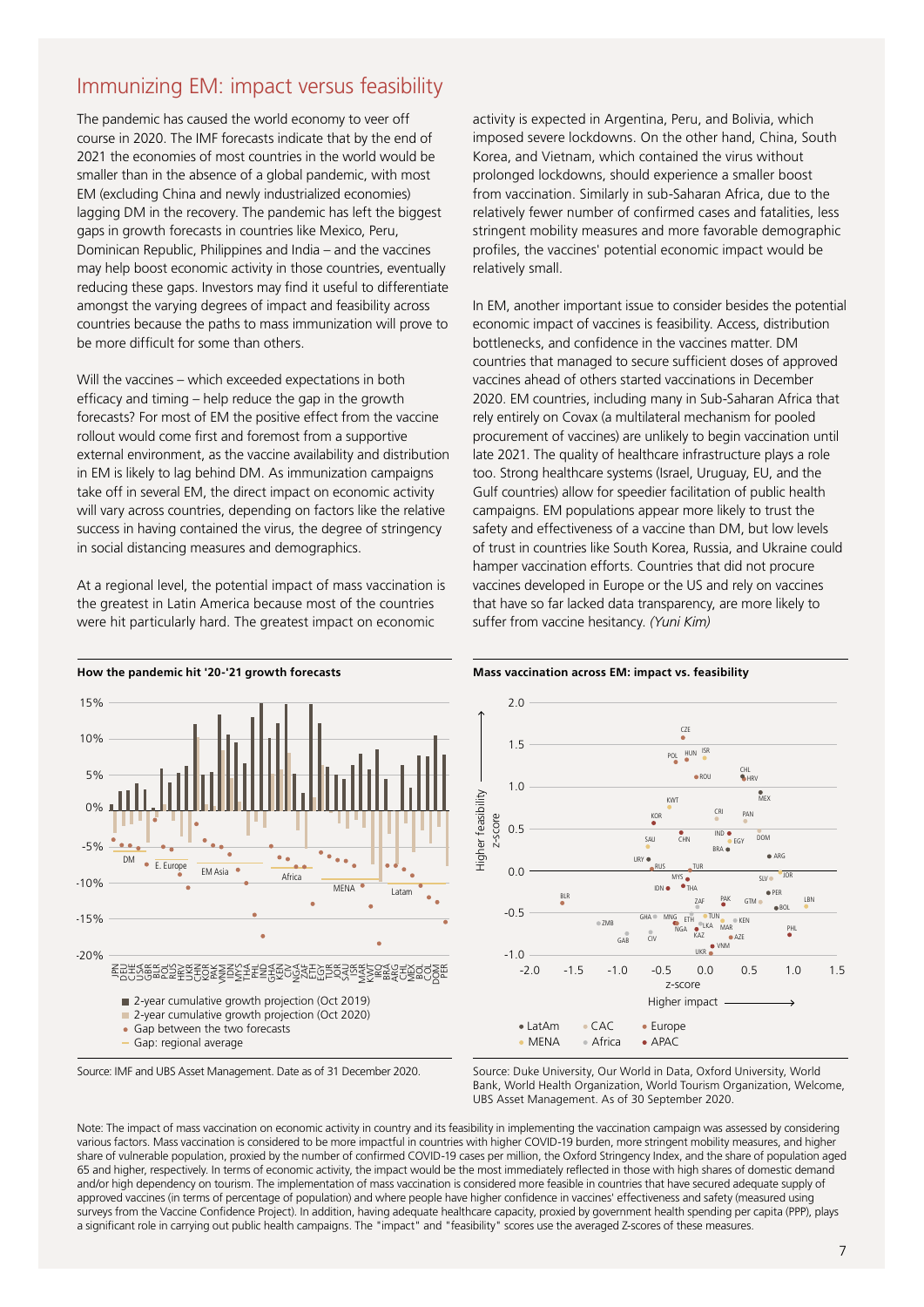## Immunizing EM: impact versus feasibility

The pandemic has caused the world economy to veer off course in 2020. The IMF forecasts indicate that by the end of 2021 the economies of most countries in the world would be smaller than in the absence of a global pandemic, with most EM (excluding China and newly industrialized economies) lagging DM in the recovery. The pandemic has left the biggest gaps in growth forecasts in countries like Mexico, Peru, Dominican Republic, Philippines and India – and the vaccines may help boost economic activity in those countries, eventually reducing these gaps. Investors may find it useful to differentiate amongst the varying degrees of impact and feasibility across countries because the paths to mass immunization will prove to be more difficult for some than others.

Will the vaccines – which exceeded expectations in both efficacy and timing – help reduce the gap in the growth forecasts? For most of EM the positive effect from the vaccine rollout would come first and foremost from a supportive external environment, as the vaccine availability and distribution in EM is likely to lag behind DM. As immunization campaigns take off in several EM, the direct impact on economic activity will vary across countries, depending on factors like the relative success in having contained the virus, the degree of stringency in social distancing measures and demographics.

At a regional level, the potential impact of mass vaccination is the greatest in Latin America because most of the countries were hit particularly hard. The greatest impact on economic activity is expected in Argentina, Peru, and Bolivia, which imposed severe lockdowns. On the other hand, China, South Korea, and Vietnam, which contained the virus without prolonged lockdowns, should experience a smaller boost from vaccination. Similarly in sub-Saharan Africa, due to the relatively fewer number of confirmed cases and fatalities, less stringent mobility measures and more favorable demographic profiles, the vaccines' potential economic impact would be relatively small.

In EM, another important issue to consider besides the potential economic impact of vaccines is feasibility. Access, distribution bottlenecks, and confidence in the vaccines matter. DM countries that managed to secure sufficient doses of approved vaccines ahead of others started vaccinations in December 2020. EM countries, including many in Sub-Saharan Africa that rely entirely on Covax (a multilateral mechanism for pooled procurement of vaccines) are unlikely to begin vaccination until late 2021. The quality of healthcare infrastructure plays a role too. Strong healthcare systems (Israel, Uruguay, EU, and the Gulf countries) allow for speedier facilitation of public health campaigns. EM populations appear more likely to trust the safety and effectiveness of a vaccine than DM, but low levels of trust in countries like South Korea, Russia, and Ukraine could hamper vaccination efforts. Countries that did not procure vaccines developed in Europe or the US and rely on vaccines that have so far lacked data transparency, are more likely to suffer from vaccine hesitancy. *(Yuni Kim)*

**How the pandemic hit '20-'21 growth forecasts**

Source: IMF and UBS Asset Management. Date as of 31 December 2020.

**Mass vaccination across EM: impact vs. feasibility**

Source: Duke University, Our World in Data, Oxford University, World Bank, World Health Organization, World Tourism Organization, Welcome, UBS Asset Management. As of 30 September 2020.

Note: The impact of mass vaccination on economic activity in country and its feasibility in implementing the vaccination campaign was assessed by considering various factors. Mass vaccination is considered to be more impactful in countries with higher COVID-19 burden, more stringent mobility measures, and higher share of vulnerable population, proxied by the number of confirmed COVID-19 cases per million, the Oxford Stringency Index, and the share of population aged 65 and higher, respectively. In terms of economic activity, the impact would be the most immediately reflected in those with high shares of domestic demand and/or high dependency on tourism. The implementation of mass vaccination is considered more feasible in countries that have secured adequate supply of approved vaccines (in terms of percentage of population) and where people have higher confidence in vaccines' effectiveness and safety (measured using surveys from the Vaccine Confidence Project). In addition, having adequate healthcare capacity, proxied by government health spending per capita (PPP), plays a significant role in carrying out public health campaigns. The "impact" and "feasibility" scores use the averaged Z-scores of these measures.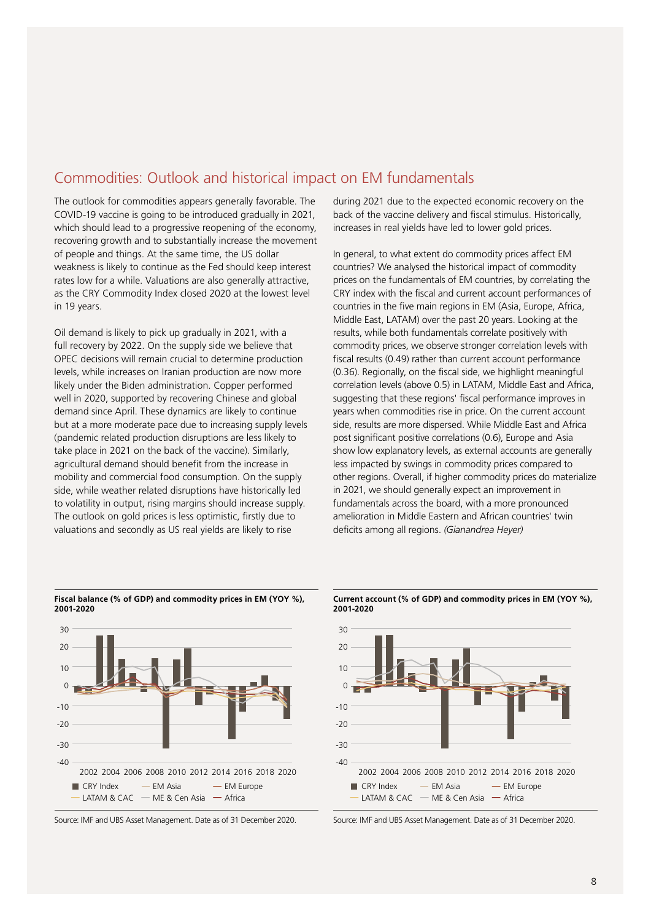## Commodities: Outlook and historical impact on EM fundamentals

The outlook for commodities appears generally favorable. The COVID-19 vaccine is going to be introduced gradually in 2021, which should lead to a progressive reopening of the economy, recovering growth and to substantially increase the movement of people and things. At the same time, the US dollar weakness is likely to continue as the Fed should keep interest rates low for a while. Valuations are also generally attractive, as the CRY Commodity Index closed 2020 at the lowest level in 19 years.

Oil demand is likely to pick up gradually in 2021, with a full recovery by 2022. On the supply side we believe that OPEC decisions will remain crucial to determine production levels, while increases on Iranian production are now more likely under the Biden administration. Copper performed well in 2020, supported by recovering Chinese and global demand since April. These dynamics are likely to continue but at a more moderate pace due to increasing supply levels (pandemic related production disruptions are less likely to take place in 2021 on the back of the vaccine). Similarly, agricultural demand should benefit from the increase in mobility and commercial food consumption. On the supply side, while weather related disruptions have historically led to volatility in output, rising margins should increase supply. The outlook on gold prices is less optimistic, firstly due to valuations and secondly as US real yields are likely to rise during 2021 due to the expected economic recovery on the back of the vaccine delivery and fiscal stimulus. Historically, increases in real yields have led to lower gold prices.

In general, to what extent do commodity prices affect EM countries? We analysed the historical impact of commodity prices on the fundamentals of EM countries, by correlating the CRY index with the fiscal and current account performances of countries in the five main regions in EM (Asia, Europe, Africa, Middle East, LATAM) over the past 20 years. Looking at the results, while both fundamentals correlate positively with commodity prices, we observe stronger correlation levels with fiscal results (0.49) rather than current account performance (0.36). Regionally, on the fiscal side, we highlight meaningful correlation levels (above 0.5) in LATAM, Middle East and Africa, suggesting that these regions' fiscal performance improves in years when commodities rise in price. On the current account side, results are more dispersed. While Middle East and Africa post significant positive correlations (0.6), Europe and Asia show low explanatory levels, as external accounts are generally less impacted by swings in commodity prices compared to other regions. Overall, if higher commodity prices do materialize in 2021, we should generally expect an improvement in fundamentals across the board, with a more pronounced amelioration in Middle Eastern and African countries' twin deficits among all regions. *(Gianandrea Heyer)*

**Fiscal balance (% of GDP) and commodity prices in EM (YOY %), 2001-2020**

Source: IMF and UBS Asset Management. Date as of 31 December 2020.

**Current account (% of GDP) and commodity prices in EM (YOY %), 2001-2020**

Source: IMF and UBS Asset Management. Date as of 31 December 2020.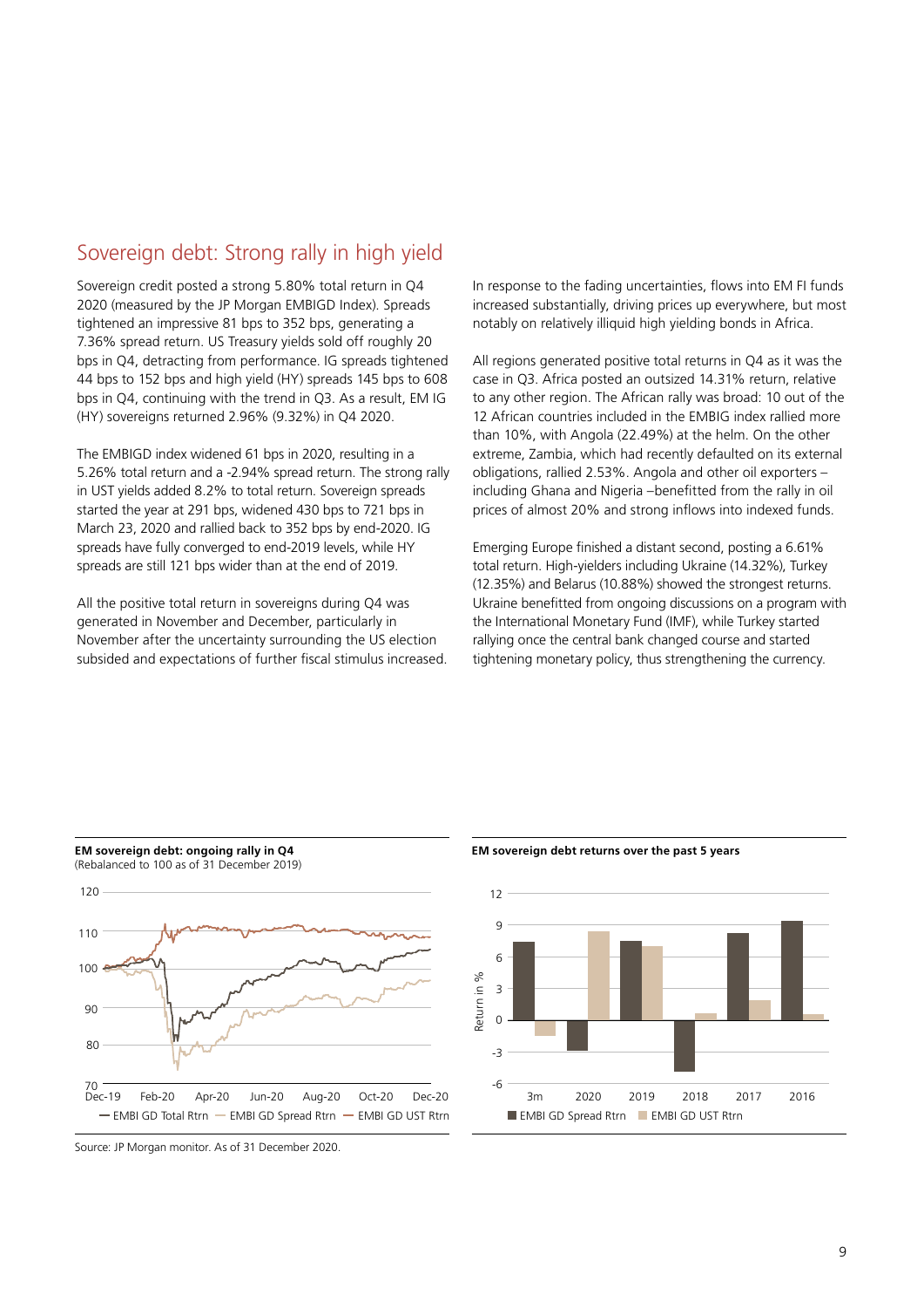## Sovereign debt: Strong rally in high yield

Sovereign credit posted a strong 5.80% total return in Q4 2020 (measured by the JP Morgan EMBIGD Index). Spreads tightened an impressive 81 bps to 352 bps, generating a 7.36% spread return. US Treasury yields sold off roughly 20 bps in Q4, detracting from performance. IG spreads tightened 44 bps to 152 bps and high yield (HY) spreads 145 bps to 608 bps in Q4, continuing with the trend in Q3. As a result, EM IG (HY) sovereigns returned 2.96% (9.32%) in Q4 2020.

The EMBIGD index widened 61 bps in 2020, resulting in a 5.26% total return and a -2.94% spread return. The strong rally in UST yields added 8.2% to total return. Sovereign spreads started the year at 291 bps, widened 430 bps to 721 bps in March 23, 2020 and rallied back to 352 bps by end-2020. IG spreads have fully converged to end-2019 levels, while HY spreads are still 121 bps wider than at the end of 2019.

All the positive total return in sovereigns during Q4 was generated in November and December, particularly in November after the uncertainty surrounding the US election subsided and expectations of further fiscal stimulus increased.

In response to the fading uncertainties, flows into EM FI funds increased substantially, driving prices up everywhere, but most notably on relatively illiquid high yielding bonds in Africa.

All regions generated positive total returns in Q4 as it was the case in Q3. Africa posted an outsized 14.31% return, relative to any other region. The African rally was broad: 10 out of the 12 African countries included in the EMBIG index rallied more than 10%, with Angola (22.49%) at the helm. On the other extreme, Zambia, which had recently defaulted on its external obligations, rallied 2.53%. Angola and other oil exporters – including Ghana and Nigeria –benefitted from the rally in oil prices of almost 20% and strong inflows into indexed funds.

Emerging Europe finished a distant second, posting a 6.61% total return. High-yielders including Ukraine (14.32%), Turkey (12.35%) and Belarus (10.88%) showed the strongest returns. Ukraine benefitted from ongoing discussions on a program with the International Monetary Fund (IMF), while Turkey started rallying once the central bank changed course and started tightening monetary policy, thus strengthening the currency.

**EM sovereign debt: ongoing rally in Q4**
(Rebalanced to 100 as of 31 December 2019)

— EMBI GD Total Rtrn — EMBI GD Spread Rtrn — EMBI GD UST Rtrn

**EM sovereign debt returns over the past 5 years**

EMBI GD Spread Rtrn, EMBI GD UST Rtrn (Return in %; 3m, 2020, 2019, 2018, 2017, 2016)

Source: JP Morgan monitor. As of 31 December 2020.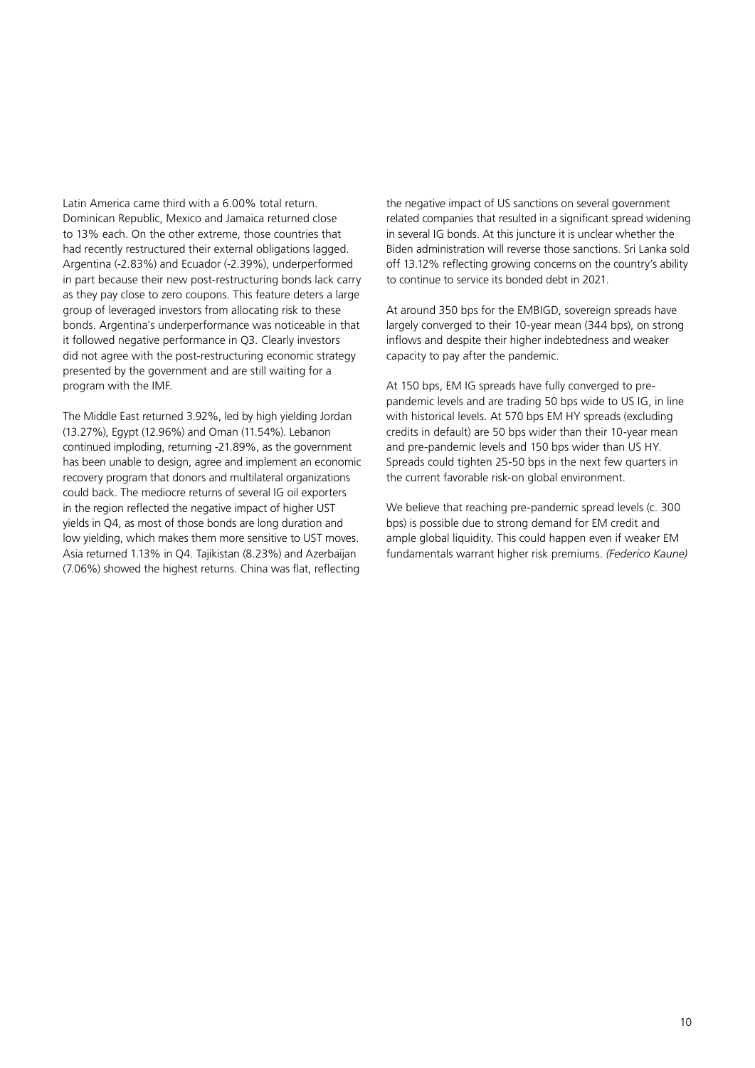Latin America came third with a 6.00% total return. Dominican Republic, Mexico and Jamaica returned close to 13% each. On the other extreme, those countries that had recently restructured their external obligations lagged. Argentina (-2.83%) and Ecuador (-2.39%), underperformed in part because their new post-restructuring bonds lack carry as they pay close to zero coupons. This feature deters a large group of leveraged investors from allocating risk to these bonds. Argentina's underperformance was noticeable in that it followed negative performance in Q3. Clearly investors did not agree with the post-restructuring economic strategy presented by the government and are still waiting for a program with the IMF.

The Middle East returned 3.92%, led by high yielding Jordan (13.27%), Egypt (12.96%) and Oman (11.54%). Lebanon continued imploding, returning -21.89%, as the government has been unable to design, agree and implement an economic recovery program that donors and multilateral organizations could back. The mediocre returns of several IG oil exporters in the region reflected the negative impact of higher UST yields in Q4, as most of those bonds are long duration and low yielding, which makes them more sensitive to UST moves. Asia returned 1.13% in Q4. Tajikistan (8.23%) and Azerbaijan (7.06%) showed the highest returns. China was flat, reflecting the negative impact of US sanctions on several government related companies that resulted in a significant spread widening in several IG bonds. At this juncture it is unclear whether the Biden administration will reverse those sanctions. Sri Lanka sold off 13.12% reflecting growing concerns on the country's ability to continue to service its bonded debt in 2021.

At around 350 bps for the EMBIGD, sovereign spreads have largely converged to their 10-year mean (344 bps), on strong inflows and despite their higher indebtedness and weaker capacity to pay after the pandemic.

At 150 bps, EM IG spreads have fully converged to pre-pandemic levels and are trading 50 bps wide to US IG, in line with historical levels. At 570 bps EM HY spreads (excluding credits in default) are 50 bps wider than their 10-year mean and pre-pandemic levels and 150 bps wider than US HY. Spreads could tighten 25-50 bps in the next few quarters in the current favorable risk-on global environment.

We believe that reaching pre-pandemic spread levels (c. 300 bps) is possible due to strong demand for EM credit and ample global liquidity. This could happen even if weaker EM fundamentals warrant higher risk premiums. *(Federico Kaune)*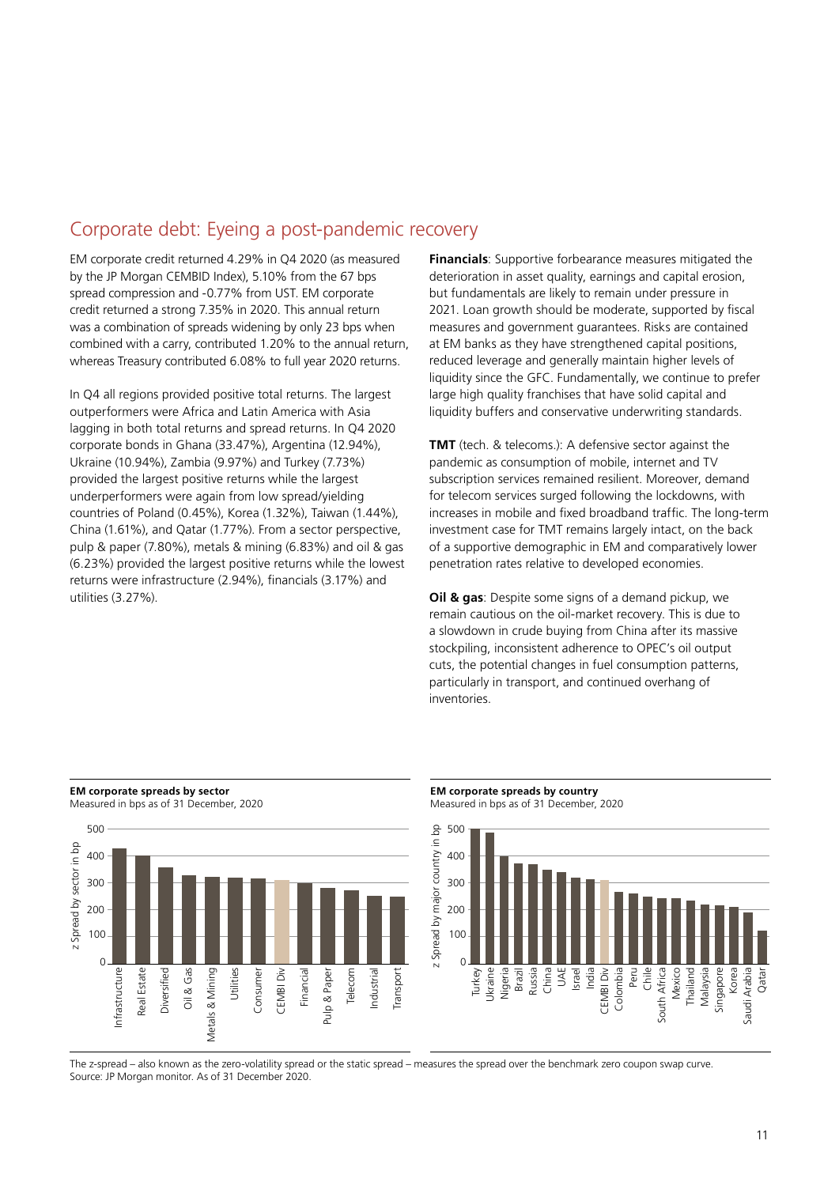## Corporate debt: Eyeing a post-pandemic recovery

EM corporate credit returned 4.29% in Q4 2020 (as measured by the JP Morgan CEMBID Index), 5.10% from the 67 bps spread compression and -0.77% from UST. EM corporate credit returned a strong 7.35% in 2020. This annual return was a combination of spreads widening by only 23 bps when combined with a carry, contributed 1.20% to the annual return, whereas Treasury contributed 6.08% to full year 2020 returns.

In Q4 all regions provided positive total returns. The largest outperformers were Africa and Latin America with Asia lagging in both total returns and spread returns. In Q4 2020 corporate bonds in Ghana (33.47%), Argentina (12.94%), Ukraine (10.94%), Zambia (9.97%) and Turkey (7.73%) provided the largest positive returns while the largest underperformers were again from low spread/yielding countries of Poland (0.45%), Korea (1.32%), Taiwan (1.44%), China (1.61%), and Qatar (1.77%). From a sector perspective, pulp & paper (7.80%), metals & mining (6.83%) and oil & gas (6.23%) provided the largest positive returns while the lowest returns were infrastructure (2.94%), financials (3.17%) and utilities (3.27%).

**Financials**: Supportive forbearance measures mitigated the deterioration in asset quality, earnings and capital erosion, but fundamentals are likely to remain under pressure in 2021. Loan growth should be moderate, supported by fiscal measures and government guarantees. Risks are contained at EM banks as they have strengthened capital positions, reduced leverage and generally maintain higher levels of liquidity since the GFC. Fundamentally, we continue to prefer large high quality franchises that have solid capital and liquidity buffers and conservative underwriting standards.

**TMT** (tech. & telecoms.): A defensive sector against the pandemic as consumption of mobile, internet and TV subscription services remained resilient. Moreover, demand for telecom services surged following the lockdowns, with increases in mobile and fixed broadband traffic. The long-term investment case for TMT remains largely intact, on the back of a supportive demographic in EM and comparatively lower penetration rates relative to developed economies.

**Oil & gas**: Despite some signs of a demand pickup, we remain cautious on the oil-market recovery. This is due to a slowdown in crude buying from China after its massive stockpiling, inconsistent adherence to OPEC's oil output cuts, the potential changes in fuel consumption patterns, particularly in transport, and continued overhang of inventories.

**EM corporate spreads by sector**
Measured in bps as of 31 December, 2020

| Sector | z Spread by sector in bp (approx.) |
|---|---|
| Infrastructure | 430 |
| Real Estate | 400 |
| Diversified | 358 |
| Oil & Gas | 328 |
| Metals & Mining | 322 |
| Utilities | 320 |
| Consumer | 315 |
| CEMBI Div | 310 |
| Financial | 298 |
| Pulp & Paper | 280 |
| Telecom | 272 |
| Industrial | 252 |
| Transport | 248 |

**EM corporate spreads by country**
Measured in bps as of 31 December, 2020

| Country | z Spread by major country in bp (approx.) |
|---|---|
| Turkey | 500 |
| Ukraine | 487 |
| Nigeria | 400 |
| Brazil | 372 |
| Russia | 368 |
| China | 350 |
| UAE | 340 |
| Israel | 320 |
| India | 315 |
| CEMBI Div | 310 |
| Colombia | 265 |
| Peru | 260 |
| Chile | 248 |
| South Africa | 245 |
| Mexico | 243 |
| Thailand | 233 |
| Malaysia | 218 |
| Singapore | 215 |
| Korea | 210 |
| Saudi Arabia | 190 |
| Qatar | 122 |

The z-spread – also known as the zero-volatility spread or the static spread – measures the spread over the benchmark zero coupon swap curve.
Source: JP Morgan monitor. As of 31 December 2020.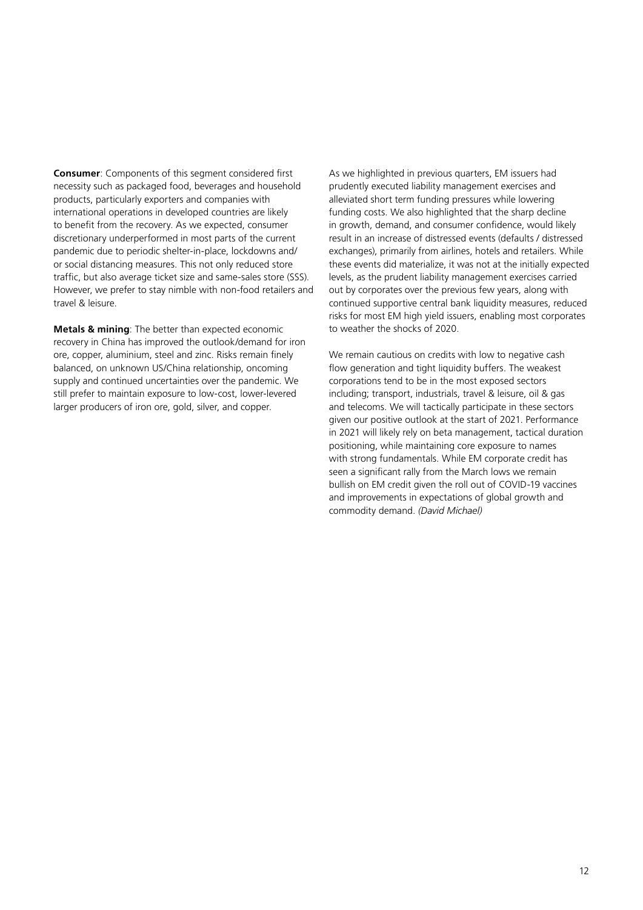**Consumer**: Components of this segment considered first necessity such as packaged food, beverages and household products, particularly exporters and companies with international operations in developed countries are likely to benefit from the recovery. As we expected, consumer discretionary underperformed in most parts of the current pandemic due to periodic shelter-in-place, lockdowns and/or social distancing measures. This not only reduced store traffic, but also average ticket size and same-sales store (SSS). However, we prefer to stay nimble with non-food retailers and travel & leisure.

**Metals & mining**: The better than expected economic recovery in China has improved the outlook/demand for iron ore, copper, aluminium, steel and zinc. Risks remain finely balanced, on unknown US/China relationship, oncoming supply and continued uncertainties over the pandemic. We still prefer to maintain exposure to low-cost, lower-levered larger producers of iron ore, gold, silver, and copper.

As we highlighted in previous quarters, EM issuers had prudently executed liability management exercises and alleviated short term funding pressures while lowering funding costs. We also highlighted that the sharp decline in growth, demand, and consumer confidence, would likely result in an increase of distressed events (defaults / distressed exchanges), primarily from airlines, hotels and retailers. While these events did materialize, it was not at the initially expected levels, as the prudent liability management exercises carried out by corporates over the previous few years, along with continued supportive central bank liquidity measures, reduced risks for most EM high yield issuers, enabling most corporates to weather the shocks of 2020.

We remain cautious on credits with low to negative cash flow generation and tight liquidity buffers. The weakest corporations tend to be in the most exposed sectors including; transport, industrials, travel & leisure, oil & gas and telecoms. We will tactically participate in these sectors given our positive outlook at the start of 2021. Performance in 2021 will likely rely on beta management, tactical duration positioning, while maintaining core exposure to names with strong fundamentals. While EM corporate credit has seen a significant rally from the March lows we remain bullish on EM credit given the roll out of COVID-19 vaccines and improvements in expectations of global growth and commodity demand. *(David Michael)*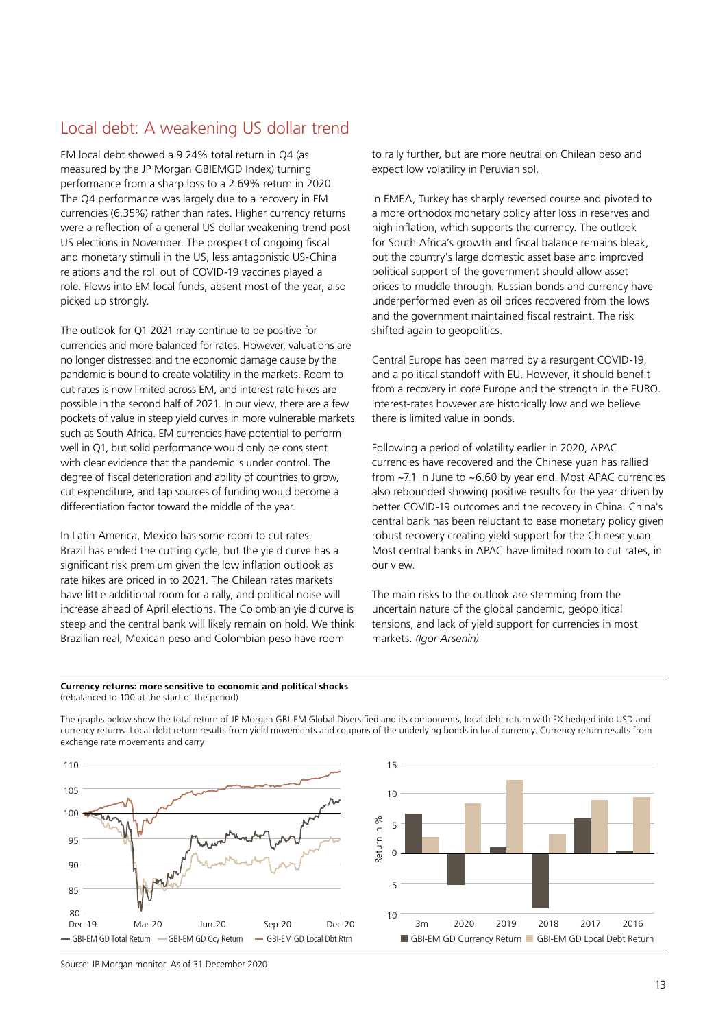## Local debt: A weakening US dollar trend

EM local debt showed a 9.24% total return in Q4 (as measured by the JP Morgan GBIEMGD Index) turning performance from a sharp loss to a 2.69% return in 2020. The Q4 performance was largely due to a recovery in EM currencies (6.35%) rather than rates. Higher currency returns were a reflection of a general US dollar weakening trend post US elections in November. The prospect of ongoing fiscal and monetary stimuli in the US, less antagonistic US-China relations and the roll out of COVID-19 vaccines played a role. Flows into EM local funds, absent most of the year, also picked up strongly.

The outlook for Q1 2021 may continue to be positive for currencies and more balanced for rates. However, valuations are no longer distressed and the economic damage cause by the pandemic is bound to create volatility in the markets. Room to cut rates is now limited across EM, and interest rate hikes are possible in the second half of 2021. In our view, there are a few pockets of value in steep yield curves in more vulnerable markets such as South Africa. EM currencies have potential to perform well in Q1, but solid performance would only be consistent with clear evidence that the pandemic is under control. The degree of fiscal deterioration and ability of countries to grow, cut expenditure, and tap sources of funding would become a differentiation factor toward the middle of the year.

In Latin America, Mexico has some room to cut rates. Brazil has ended the cutting cycle, but the yield curve has a significant risk premium given the low inflation outlook as rate hikes are priced in to 2021. The Chilean rates markets have little additional room for a rally, and political noise will increase ahead of April elections. The Colombian yield curve is steep and the central bank will likely remain on hold. We think Brazilian real, Mexican peso and Colombian peso have room to rally further, but are more neutral on Chilean peso and expect low volatility in Peruvian sol.

In EMEA, Turkey has sharply reversed course and pivoted to a more orthodox monetary policy after loss in reserves and high inflation, which supports the currency. The outlook for South Africa's growth and fiscal balance remains bleak, but the country's large domestic asset base and improved political support of the government should allow asset prices to muddle through. Russian bonds and currency have underperformed even as oil prices recovered from the lows and the government maintained fiscal restraint. The risk shifted again to geopolitics.

Central Europe has been marred by a resurgent COVID-19, and a political standoff with EU. However, it should benefit from a recovery in core Europe and the strength in the EURO. Interest-rates however are historically low and we believe there is limited value in bonds.

Following a period of volatility earlier in 2020, APAC currencies have recovered and the Chinese yuan has rallied from ~7.1 in June to ~6.60 by year end. Most APAC currencies also rebounded showing positive results for the year driven by better COVID-19 outcomes and the recovery in China. China's central bank has been reluctant to ease monetary policy given robust recovery creating yield support for the Chinese yuan. Most central banks in APAC have limited room to cut rates, in our view.

The main risks to the outlook are stemming from the uncertain nature of the global pandemic, geopolitical tensions, and lack of yield support for currencies in most markets. *(Igor Arsenin)*

**Currency returns: more sensitive to economic and political shocks**
(rebalanced to 100 at the start of the period)

The graphs below show the total return of JP Morgan GBI-EM Global Diversified and its components, local debt return with FX hedged into USD and currency returns. Local debt return results from yield movements and coupons of the underlying bonds in local currency. Currency return results from exchange rate movements and carry

Source: JP Morgan monitor. As of 31 December 2020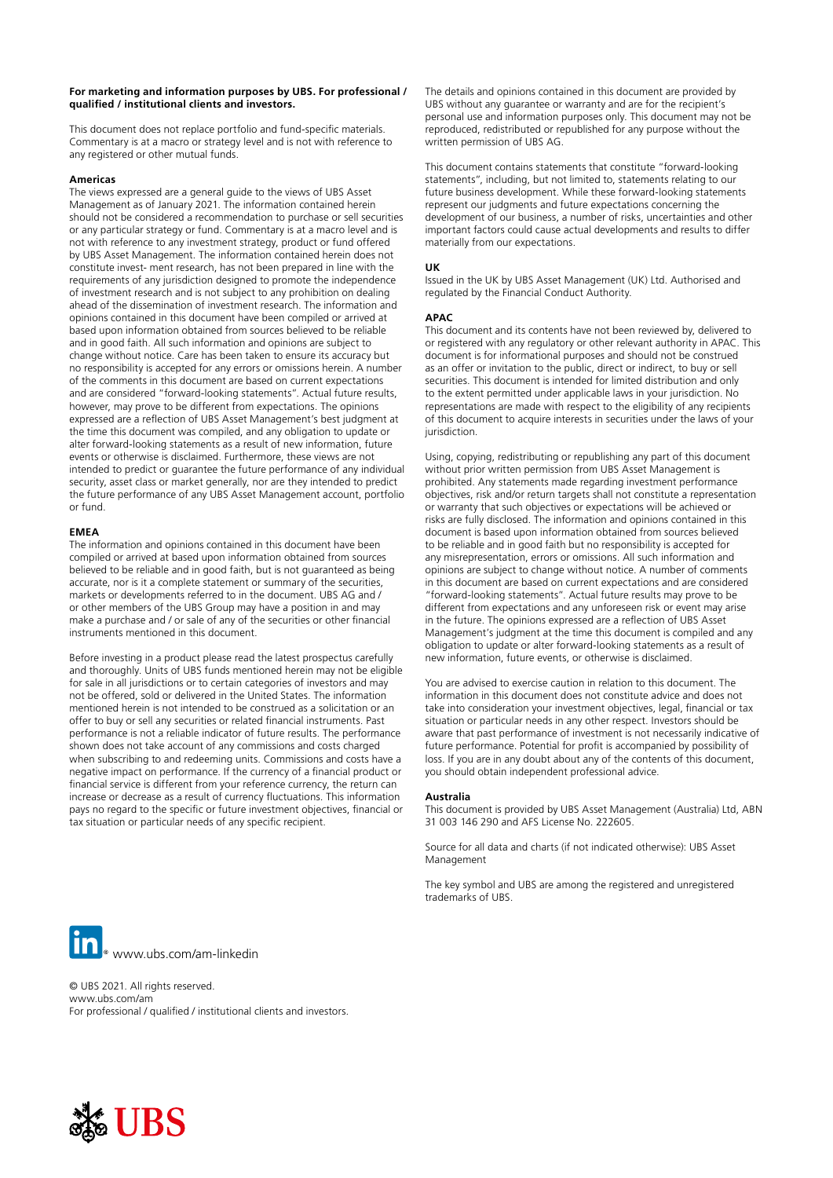**For marketing and information purposes by UBS. For professional / qualified / institutional clients and investors.**

This document does not replace portfolio and fund-specific materials. Commentary is at a macro or strategy level and is not with reference to any registered or other mutual funds.

**Americas**

The views expressed are a general guide to the views of UBS Asset Management as of January 2021. The information contained herein should not be considered a recommendation to purchase or sell securities or any particular strategy or fund. Commentary is at a macro level and is not with reference to any investment strategy, product or fund offered by UBS Asset Management. The information contained herein does not constitute invest- ment research, has not been prepared in line with the requirements of any jurisdiction designed to promote the independence of investment research and is not subject to any prohibition on dealing ahead of the dissemination of investment research. The information and opinions contained in this document have been compiled or arrived at based upon information obtained from sources believed to be reliable and in good faith. All such information and opinions are subject to change without notice. Care has been taken to ensure its accuracy but no responsibility is accepted for any errors or omissions herein. A number of the comments in this document are based on current expectations and are considered "forward-looking statements". Actual future results, however, may prove to be different from expectations. The opinions expressed are a reflection of UBS Asset Management's best judgment at the time this document was compiled, and any obligation to update or alter forward-looking statements as a result of new information, future events or otherwise is disclaimed. Furthermore, these views are not intended to predict or guarantee the future performance of any individual security, asset class or market generally, nor are they intended to predict the future performance of any UBS Asset Management account, portfolio or fund.

**EMEA**

The information and opinions contained in this document have been compiled or arrived at based upon information obtained from sources believed to be reliable and in good faith, but is not guaranteed as being accurate, nor is it a complete statement or summary of the securities, markets or developments referred to in the document. UBS AG and / or other members of the UBS Group may have a position in and may make a purchase and / or sale of any of the securities or other financial instruments mentioned in this document.

Before investing in a product please read the latest prospectus carefully and thoroughly. Units of UBS funds mentioned herein may not be eligible for sale in all jurisdictions or to certain categories of investors and may not be offered, sold or delivered in the United States. The information mentioned herein is not intended to be construed as a solicitation or an offer to buy or sell any securities or related financial instruments. Past performance is not a reliable indicator of future results. The performance shown does not take account of any commissions and costs charged when subscribing to and redeeming units. Commissions and costs have a negative impact on performance. If the currency of a financial product or financial service is different from your reference currency, the return can increase or decrease as a result of currency fluctuations. This information pays no regard to the specific or future investment objectives, financial or tax situation or particular needs of any specific recipient.

The details and opinions contained in this document are provided by UBS without any guarantee or warranty and are for the recipient's personal use and information purposes only. This document may not be reproduced, redistributed or republished for any purpose without the written permission of UBS AG.

This document contains statements that constitute "forward-looking statements", including, but not limited to, statements relating to our future business development. While these forward-looking statements represent our judgments and future expectations concerning the development of our business, a number of risks, uncertainties and other important factors could cause actual developments and results to differ materially from our expectations.

**UK**

Issued in the UK by UBS Asset Management (UK) Ltd. Authorised and regulated by the Financial Conduct Authority.

**APAC**

This document and its contents have not been reviewed by, delivered to or registered with any regulatory or other relevant authority in APAC. This document is for informational purposes and should not be construed as an offer or invitation to the public, direct or indirect, to buy or sell securities. This document is intended for limited distribution and only to the extent permitted under applicable laws in your jurisdiction. No representations are made with respect to the eligibility of any recipients of this document to acquire interests in securities under the laws of your jurisdiction.

Using, copying, redistributing or republishing any part of this document without prior written permission from UBS Asset Management is prohibited. Any statements made regarding investment performance objectives, risk and/or return targets shall not constitute a representation or warranty that such objectives or expectations will be achieved or risks are fully disclosed. The information and opinions contained in this document is based upon information obtained from sources believed to be reliable and in good faith but no responsibility is accepted for any misrepresentation, errors or omissions. All such information and opinions are subject to change without notice. A number of comments in this document are based on current expectations and are considered "forward-looking statements". Actual future results may prove to be different from expectations and any unforeseen risk or event may arise in the future. The opinions expressed are a reflection of UBS Asset Management's judgment at the time this document is compiled and any obligation to update or alter forward-looking statements as a result of new information, future events, or otherwise is disclaimed.

You are advised to exercise caution in relation to this document. The information in this document does not constitute advice and does not take into consideration your investment objectives, legal, financial or tax situation or particular needs in any other respect. Investors should be aware that past performance of investment is not necessarily indicative of future performance. Potential for profit is accompanied by possibility of loss. If you are in any doubt about any of the contents of this document, you should obtain independent professional advice.

**Australia**

This document is provided by UBS Asset Management (Australia) Ltd, ABN 31 003 146 290 and AFS License No. 222605.

Source for all data and charts (if not indicated otherwise): UBS Asset Management

The key symbol and UBS are among the registered and unregistered trademarks of UBS.

www.ubs.com/am-linkedin

© UBS 2021. All rights reserved.
www.ubs.com/am
For professional / qualified / institutional clients and investors.

UBS